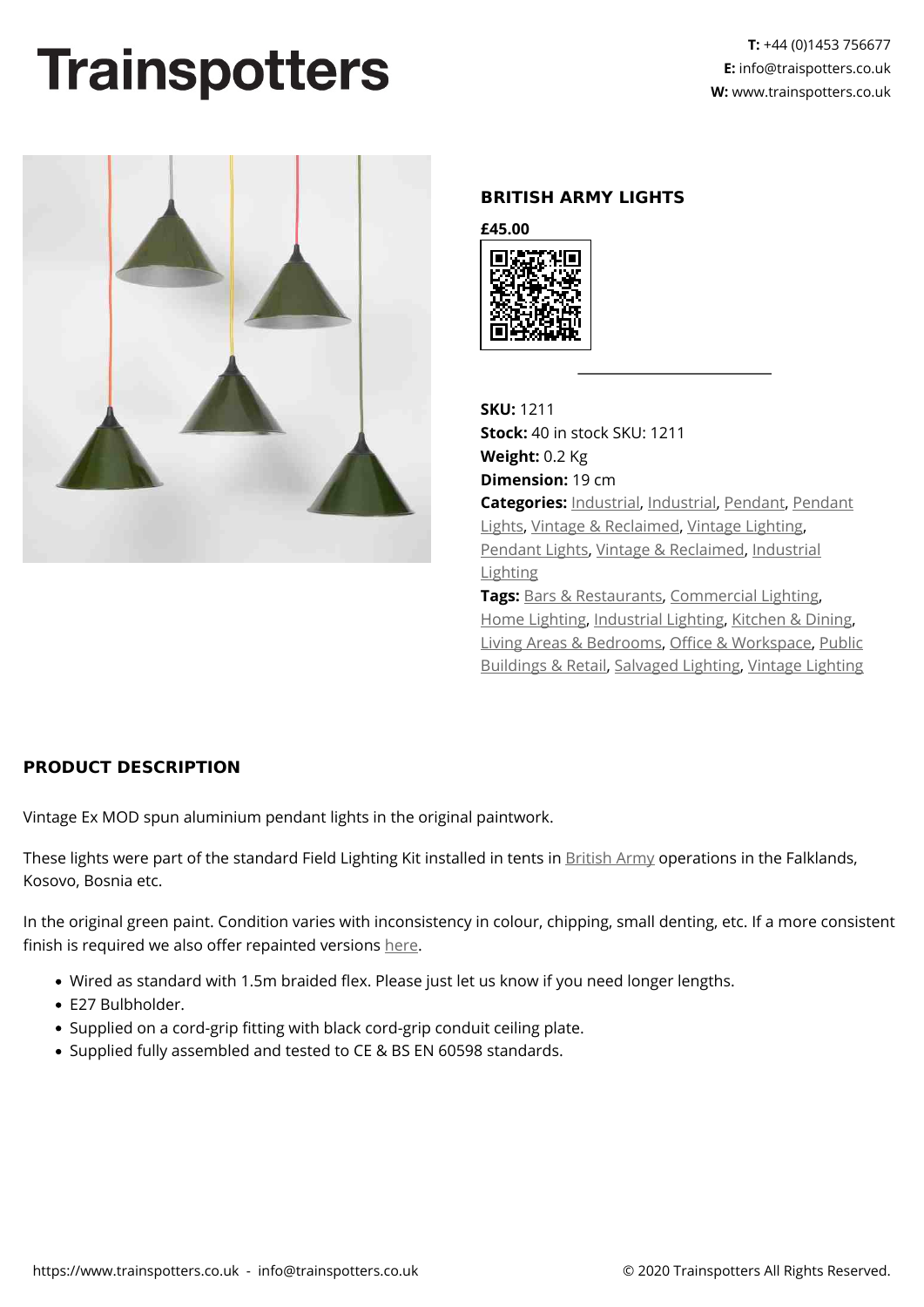# Trainspotters

**T:** +44 (0)1453 756677
**E:** info@traispotters.co.uk
**W:** www.trainspotters.co.uk

## BRITISH ARMY LIGHTS

**£45.00**

**SKU:** 1211
**Stock:** 40 in stock SKU: 1211
**Weight:** 0.2 Kg
**Dimension:** 19 cm
**Categories:** Industrial, Industrial, Pendant, Pendant Lights, Vintage & Reclaimed, Vintage Lighting, Pendant Lights, Vintage & Reclaimed, Industrial Lighting
**Tags:** Bars & Restaurants, Commercial Lighting, Home Lighting, Industrial Lighting, Kitchen & Dining, Living Areas & Bedrooms, Office & Workspace, Public Buildings & Retail, Salvaged Lighting, Vintage Lighting

### PRODUCT DESCRIPTION

Vintage Ex MOD spun aluminium pendant lights in the original paintwork.

These lights were part of the standard Field Lighting Kit installed in tents in British Army operations in the Falklands, Kosovo, Bosnia etc.

In the original green paint. Condition varies with inconsistency in colour, chipping, small denting, etc. If a more consistent finish is required we also offer repainted versions here.

- Wired as standard with 1.5m braided flex. Please just let us know if you need longer lengths.
- E27 Bulbholder.
- Supplied on a cord-grip fitting with black cord-grip conduit ceiling plate.
- Supplied fully assembled and tested to CE & BS EN 60598 standards.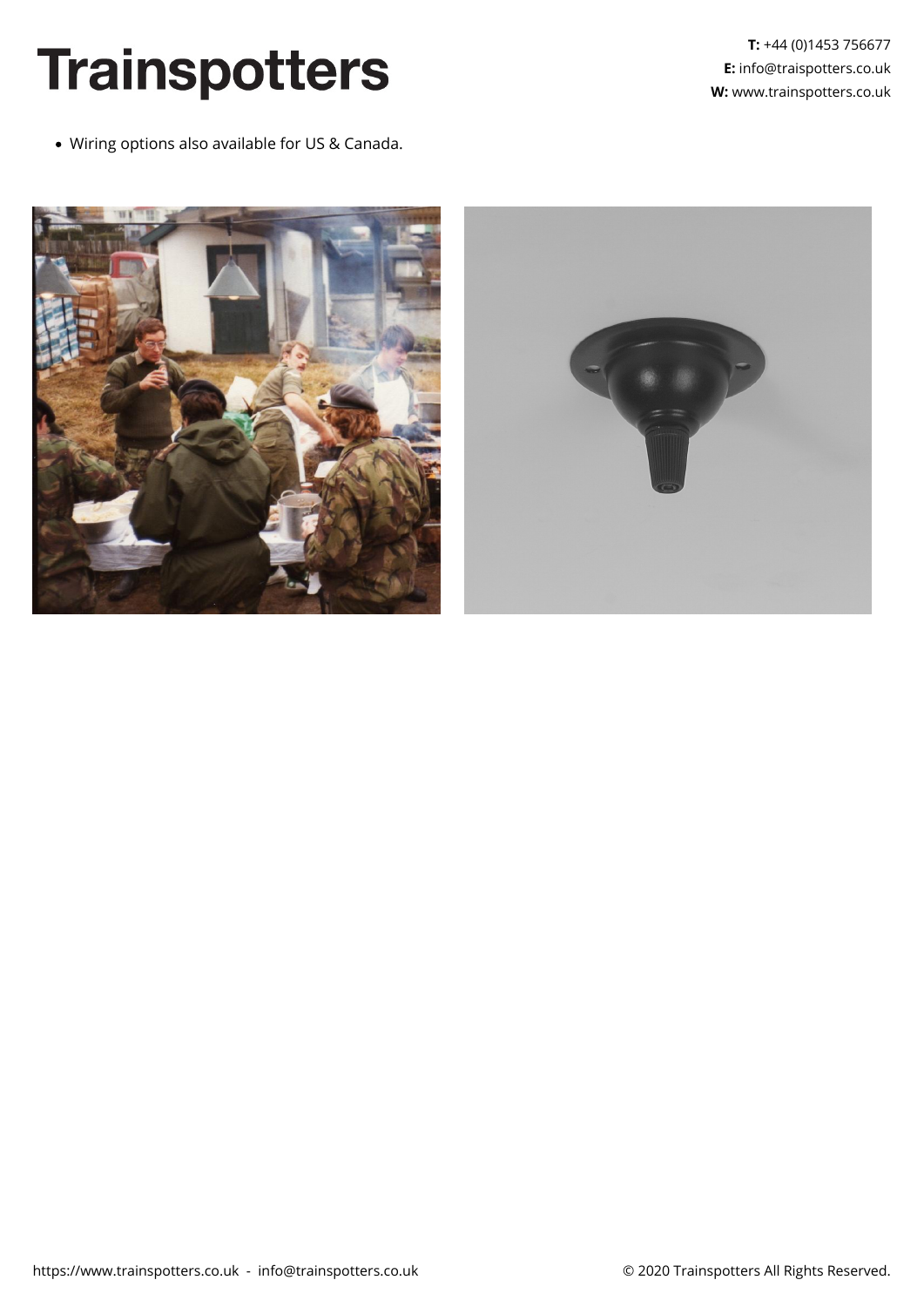- Wiring options also available for US & Canada.